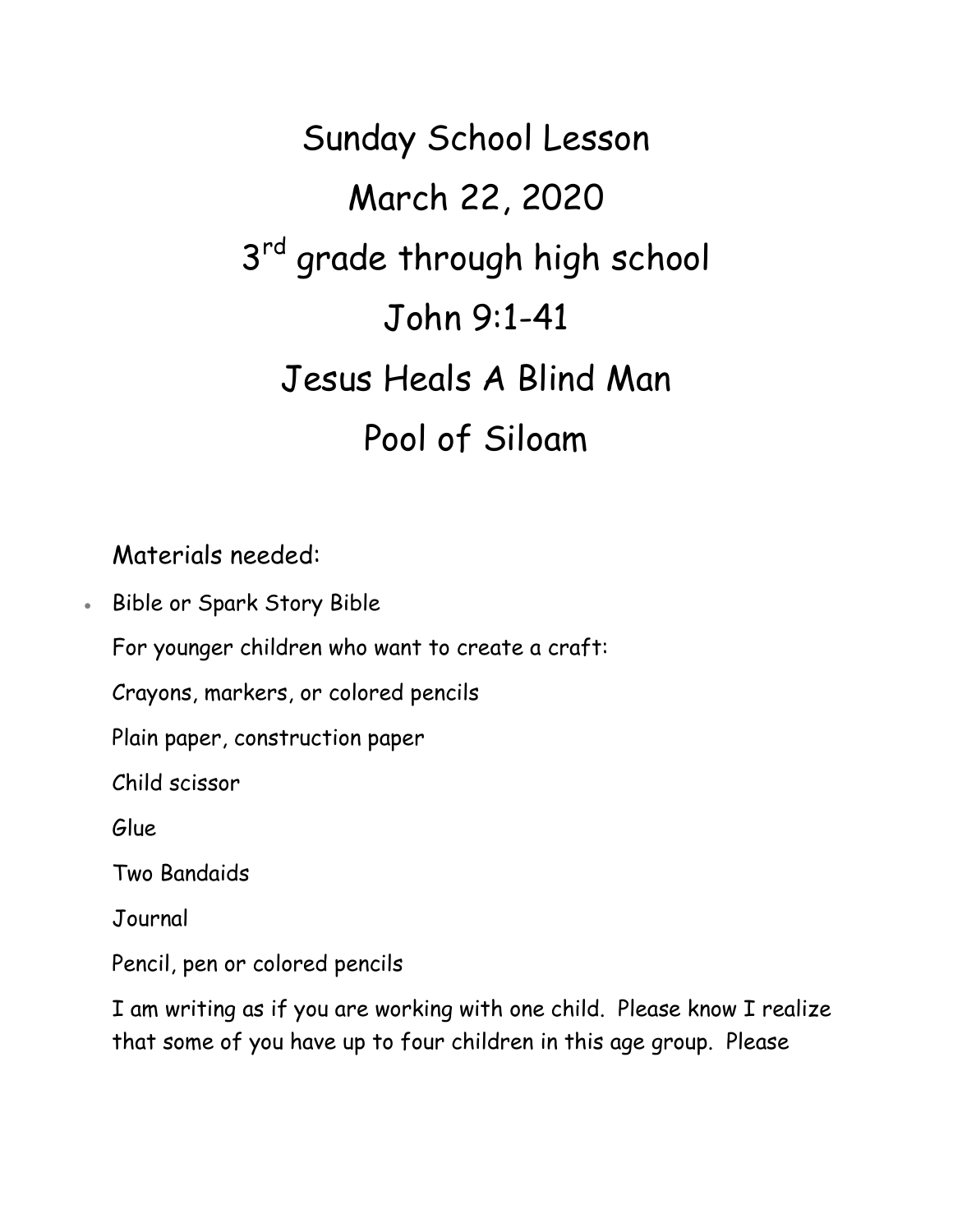# Sunday School Lesson

# March 22, 2020

# 3rd grade through high school

# John 9:1-41

# Jesus Heals A Blind Man

# Pool of Siloam

Materials needed:

- Bible or Spark Story Bible

For younger children who want to create a craft:

Crayons, markers, or colored pencils

Plain paper, construction paper

Child scissor

Glue

Two Bandaids

Journal

Pencil, pen or colored pencils

I am writing as if you are working with one child. Please know I realize that some of you have up to four children in this age group. Please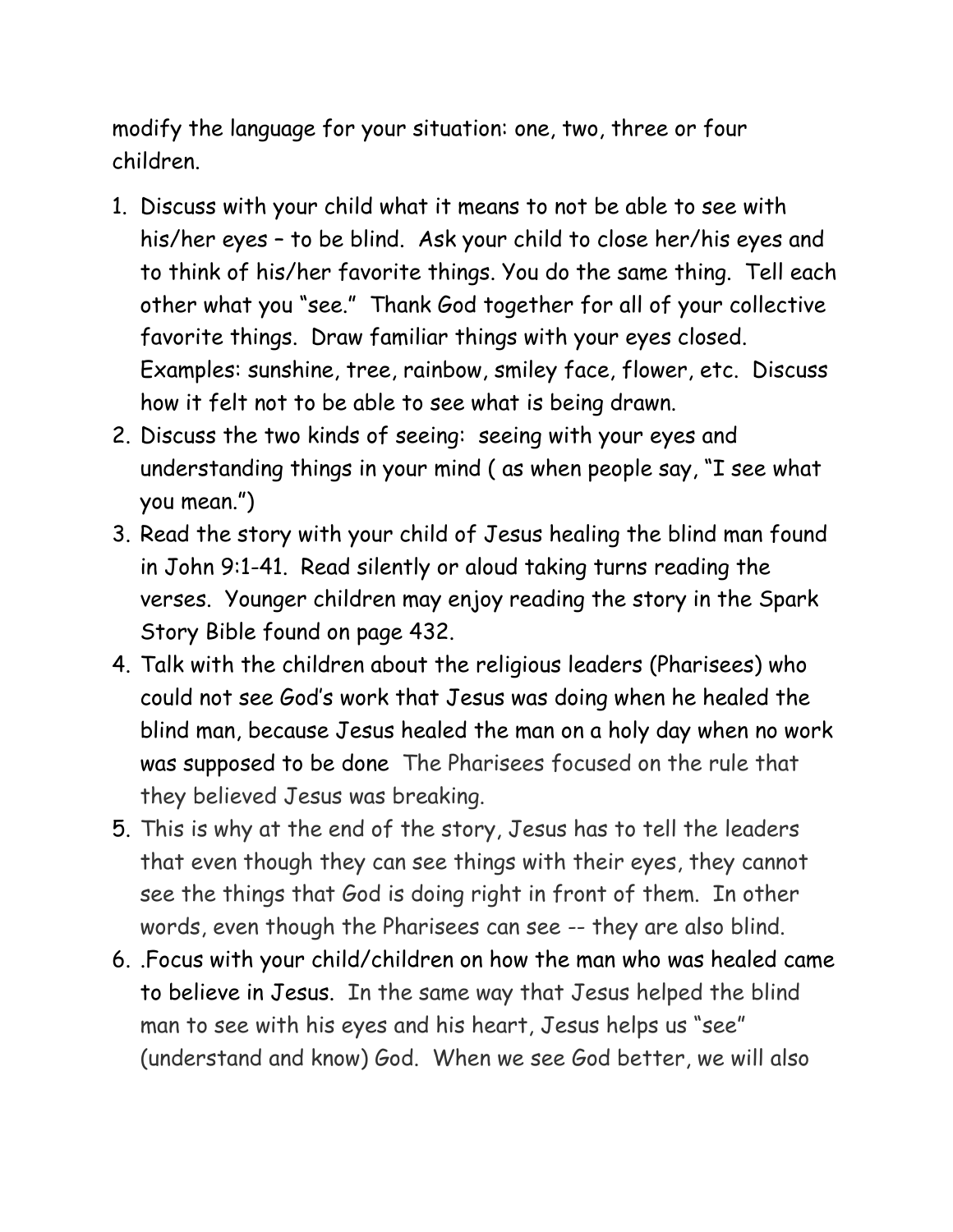modify the language for your situation: one, two, three or four children.

1. Discuss with your child what it means to not be able to see with his/her eyes – to be blind. Ask your child to close her/his eyes and to think of his/her favorite things. You do the same thing. Tell each other what you "see." Thank God together for all of your collective favorite things. Draw familiar things with your eyes closed. Examples: sunshine, tree, rainbow, smiley face, flower, etc. Discuss how it felt not to be able to see what is being drawn.
2. Discuss the two kinds of seeing: seeing with your eyes and understanding things in your mind ( as when people say, "I see what you mean.")
3. Read the story with your child of Jesus healing the blind man found in John 9:1-41. Read silently or aloud taking turns reading the verses. Younger children may enjoy reading the story in the Spark Story Bible found on page 432.
4. Talk with the children about the religious leaders (Pharisees) who could not see God's work that Jesus was doing when he healed the blind man, because Jesus healed the man on a holy day when no work was supposed to be done The Pharisees focused on the rule that they believed Jesus was breaking.
5. This is why at the end of the story, Jesus has to tell the leaders that even though they can see things with their eyes, they cannot see the things that God is doing right in front of them. In other words, even though the Pharisees can see -- they are also blind.
6. .Focus with your child/children on how the man who was healed came to believe in Jesus. In the same way that Jesus helped the blind man to see with his eyes and his heart, Jesus helps us "see" (understand and know) God. When we see God better, we will also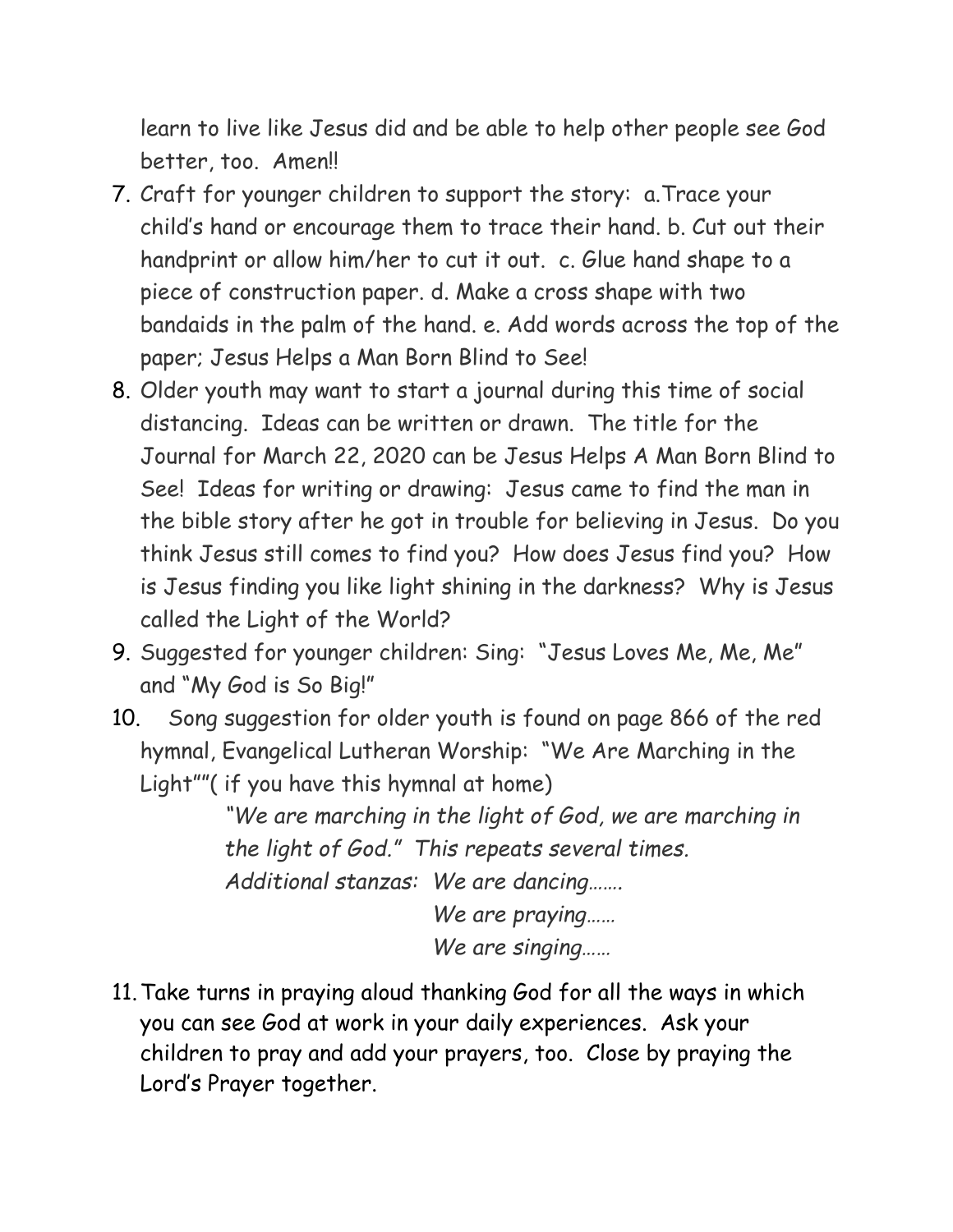learn to live like Jesus did and be able to help other people see God better, too. Amen!!

7. Craft for younger children to support the story: a.Trace your child's hand or encourage them to trace their hand. b. Cut out their handprint or allow him/her to cut it out. c. Glue hand shape to a piece of construction paper. d. Make a cross shape with two bandaids in the palm of the hand. e. Add words across the top of the paper; Jesus Helps a Man Born Blind to See!
8. Older youth may want to start a journal during this time of social distancing. Ideas can be written or drawn. The title for the Journal for March 22, 2020 can be Jesus Helps A Man Born Blind to See! Ideas for writing or drawing: Jesus came to find the man in the bible story after he got in trouble for believing in Jesus. Do you think Jesus still comes to find you? How does Jesus find you? How is Jesus finding you like light shining in the darkness? Why is Jesus called the Light of the World?
9. Suggested for younger children: Sing: "Jesus Loves Me, Me, Me" and "My God is So Big!"
10. Song suggestion for older youth is found on page 866 of the red hymnal, Evangelical Lutheran Worship: "We Are Marching in the Light""( if you have this hymnal at home)

    *"We are marching in the light of God, we are marching in the light of God." This repeats several times.*
    *Additional stanzas: We are dancing…….*
    *We are praying……*
    *We are singing……*

11. Take turns in praying aloud thanking God for all the ways in which you can see God at work in your daily experiences. Ask your children to pray and add your prayers, too. Close by praying the Lord's Prayer together.